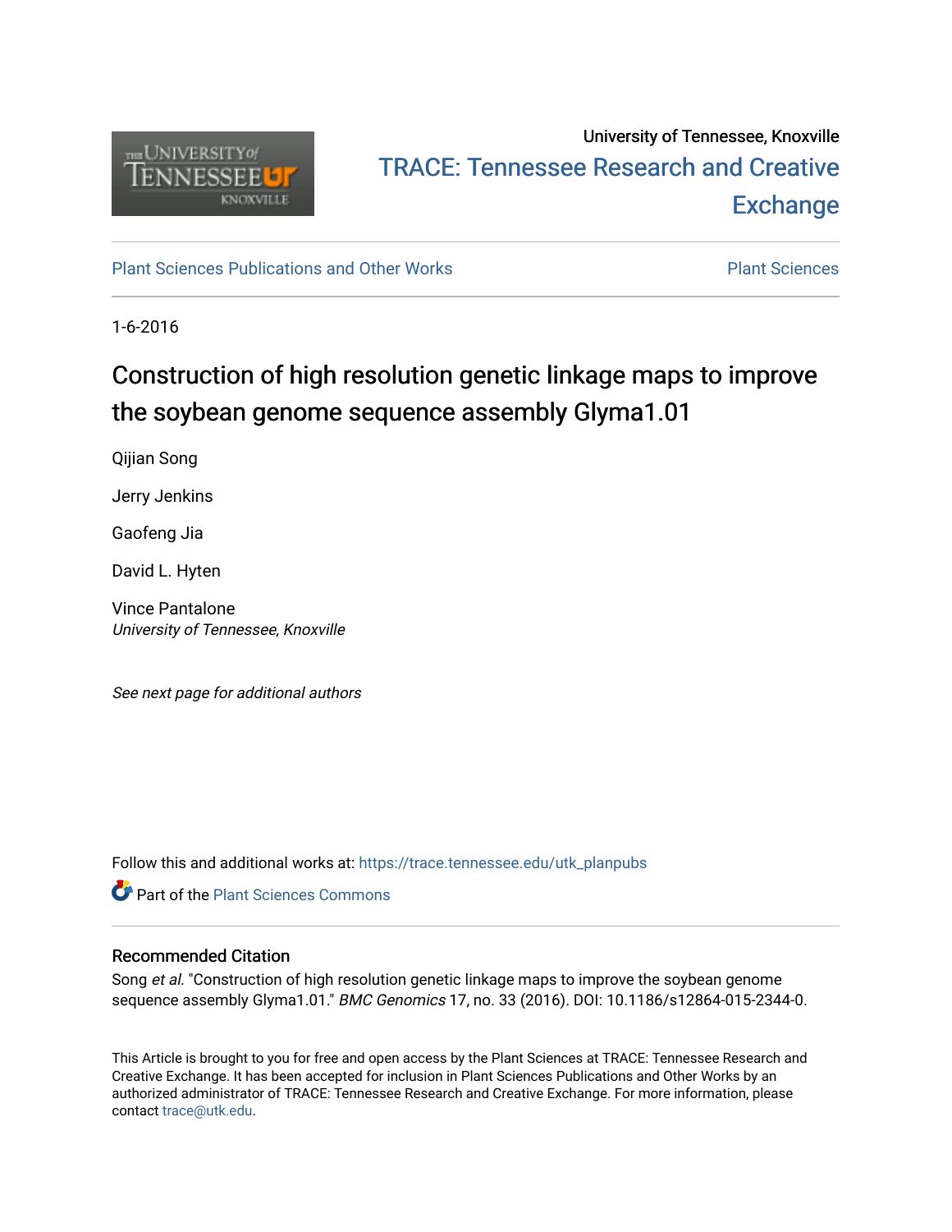University of Tennessee, Knoxville

TRACE: Tennessee Research and Creative Exchange

Plant Sciences Publications and Other Works

Plant Sciences

1-6-2016

# Construction of high resolution genetic linkage maps to improve the soybean genome sequence assembly Glyma1.01

Qijian Song

Jerry Jenkins

Gaofeng Jia

David L. Hyten

Vince Pantalone
*University of Tennessee, Knoxville*

*See next page for additional authors*

Follow this and additional works at: https://trace.tennessee.edu/utk_planpubs

Part of the Plant Sciences Commons

### Recommended Citation

Song *et al*. "Construction of high resolution genetic linkage maps to improve the soybean genome sequence assembly Glyma1.01." *BMC Genomics* 17, no. 33 (2016). DOI: 10.1186/s12864-015-2344-0.

This Article is brought to you for free and open access by the Plant Sciences at TRACE: Tennessee Research and Creative Exchange. It has been accepted for inclusion in Plant Sciences Publications and Other Works by an authorized administrator of TRACE: Tennessee Research and Creative Exchange. For more information, please contact trace@utk.edu.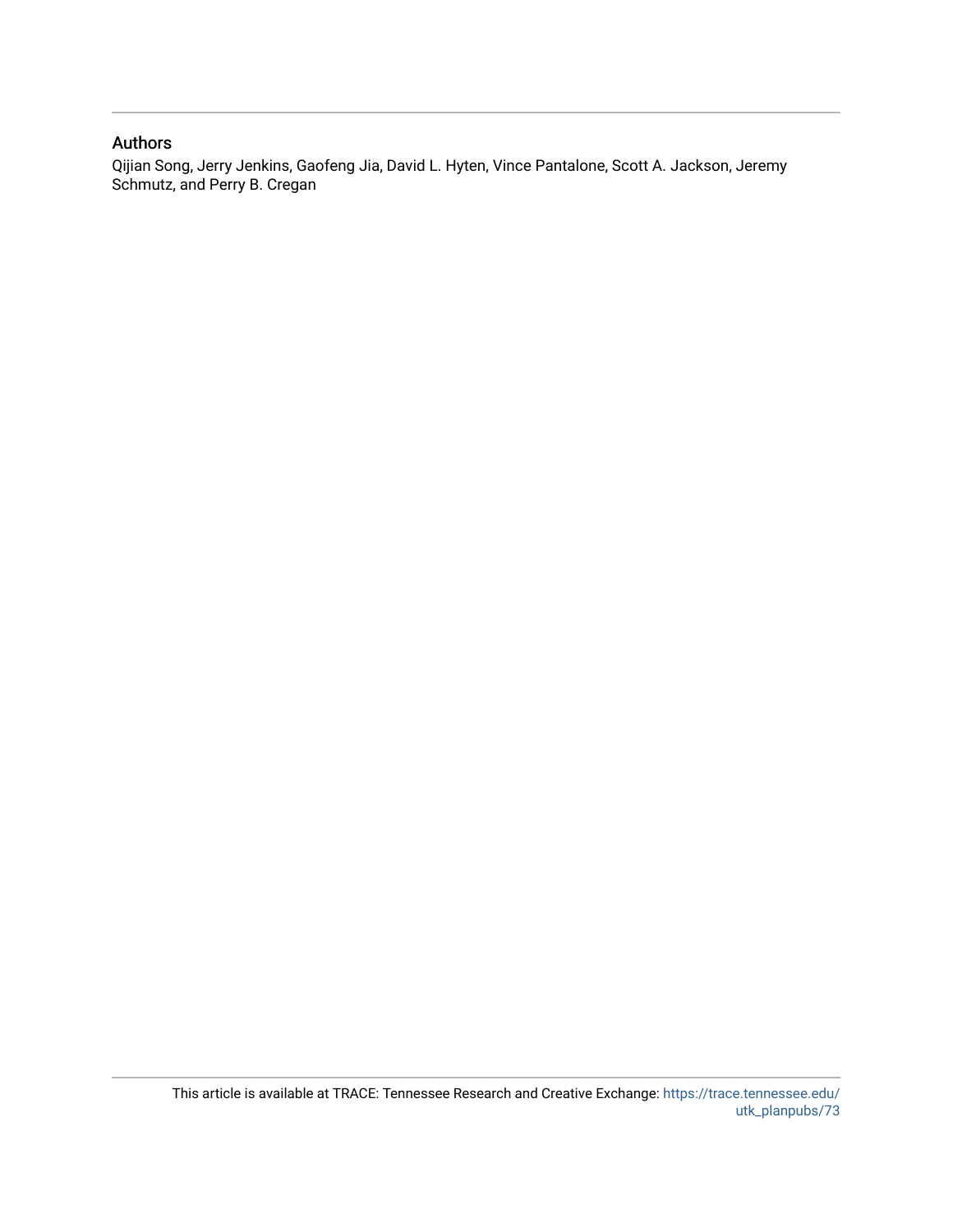## Authors

Qijian Song, Jerry Jenkins, Gaofeng Jia, David L. Hyten, Vince Pantalone, Scott A. Jackson, Jeremy Schmutz, and Perry B. Cregan

This article is available at TRACE: Tennessee Research and Creative Exchange: https://trace.tennessee.edu/utk_planpubs/73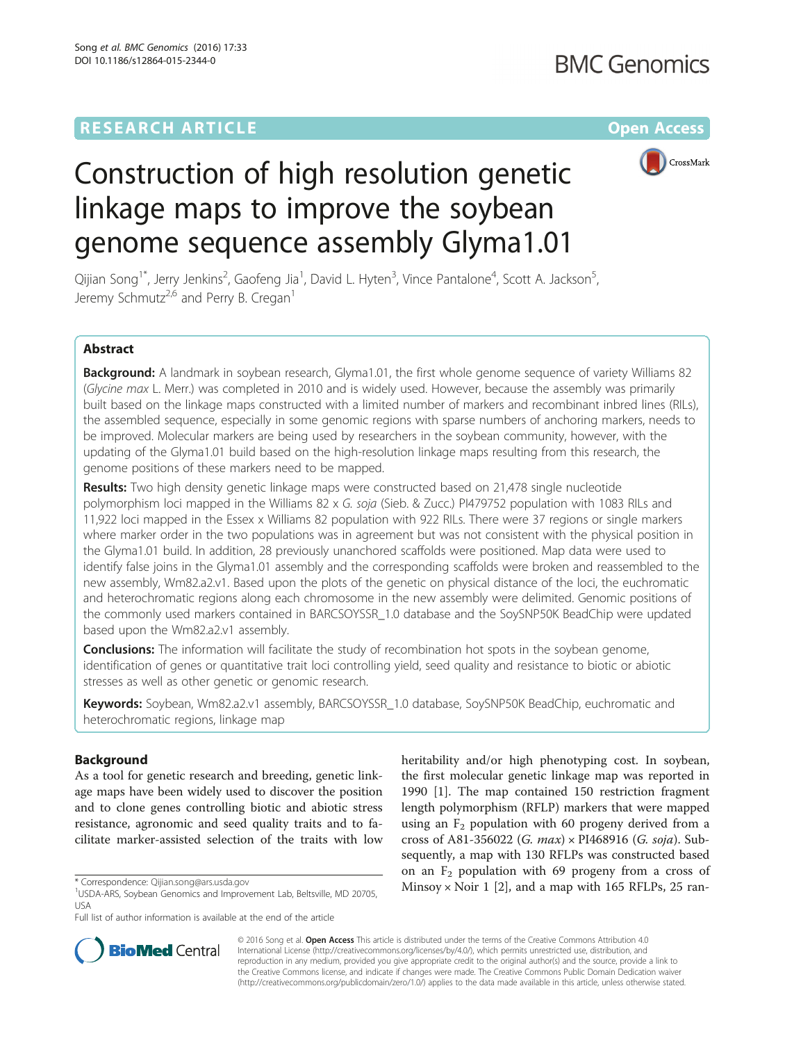# Construction of high resolution genetic linkage maps to improve the soybean genome sequence assembly Glyma1.01

Qijian Song[1*], Jerry Jenkins[2], Gaofeng Jia[1], David L. Hyten[3], Vince Pantalone[4], Scott A. Jackson[5], Jeremy Schmutz[2,6] and Perry B. Cregan[1]

## Abstract

**Background:** A landmark in soybean research, Glyma1.01, the first whole genome sequence of variety Williams 82 (*Glycine max* L. Merr.) was completed in 2010 and is widely used. However, because the assembly was primarily built based on the linkage maps constructed with a limited number of markers and recombinant inbred lines (RILs), the assembled sequence, especially in some genomic regions with sparse numbers of anchoring markers, needs to be improved. Molecular markers are being used by researchers in the soybean community, however, with the updating of the Glyma1.01 build based on the high-resolution linkage maps resulting from this research, the genome positions of these markers need to be mapped.

**Results:** Two high density genetic linkage maps were constructed based on 21,478 single nucleotide polymorphism loci mapped in the Williams 82 x *G. soja* (Sieb. & Zucc.) PI479752 population with 1083 RILs and 11,922 loci mapped in the Essex x Williams 82 population with 922 RILs. There were 37 regions or single markers where marker order in the two populations was in agreement but was not consistent with the physical position in the Glyma1.01 build. In addition, 28 previously unanchored scaffolds were positioned. Map data were used to identify false joins in the Glyma1.01 assembly and the corresponding scaffolds were broken and reassembled to the new assembly, Wm82.a2.v1. Based upon the plots of the genetic on physical distance of the loci, the euchromatic and heterochromatic regions along each chromosome in the new assembly were delimited. Genomic positions of the commonly used markers contained in BARCSOYSSR_1.0 database and the SoySNP50K BeadChip were updated based upon the Wm82.a2.v1 assembly.

**Conclusions:** The information will facilitate the study of recombination hot spots in the soybean genome, identification of genes or quantitative trait loci controlling yield, seed quality and resistance to biotic or abiotic stresses as well as other genetic or genomic research.

**Keywords:** Soybean, Wm82.a2.v1 assembly, BARCSOYSSR_1.0 database, SoySNP50K BeadChip, euchromatic and heterochromatic regions, linkage map

## Background

As a tool for genetic research and breeding, genetic linkage maps have been widely used to discover the position and to clone genes controlling biotic and abiotic stress resistance, agronomic and seed quality traits and to facilitate marker-assisted selection of the traits with low heritability and/or high phenotyping cost. In soybean, the first molecular genetic linkage map was reported in 1990 [1]. The map contained 150 restriction fragment length polymorphism (RFLP) markers that were mapped using an $F_2$ population with 60 progeny derived from a cross of A81-356022 (*G. max*) × PI468916 (*G. soja*). Subsequently, a map with 130 RFLPs was constructed based on an $F_2$ population with 69 progeny from a cross of Minsoy × Noir 1 [2], and a map with 165 RFLPs, 25 ran-

\* Correspondence: Qijian.song@ars.usda.gov
[1]USDA-ARS, Soybean Genomics and Improvement Lab, Beltsville, MD 20705, USA
Full list of author information is available at the end of the article

© 2016 Song et al. **Open Access** This article is distributed under the terms of the Creative Commons Attribution 4.0 International License (http://creativecommons.org/licenses/by/4.0/), which permits unrestricted use, distribution, and reproduction in any medium, provided you give appropriate credit to the original author(s) and the source, provide a link to the Creative Commons license, and indicate if changes were made. The Creative Commons Public Domain Dedication waiver (http://creativecommons.org/publicdomain/zero/1.0/) applies to the data made available in this article, unless otherwise stated.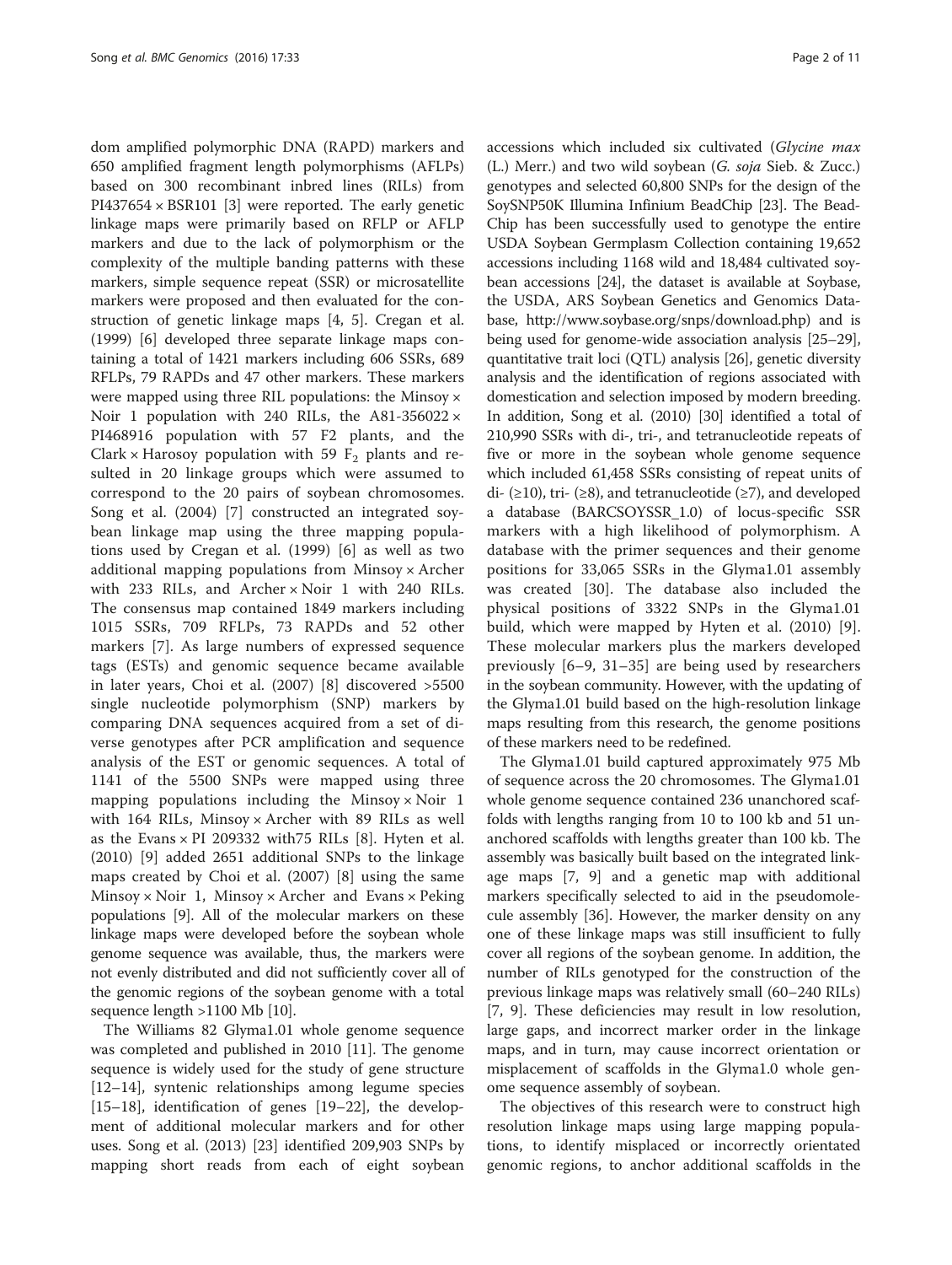dom amplified polymorphic DNA (RAPD) markers and 650 amplified fragment length polymorphisms (AFLPs) based on 300 recombinant inbred lines (RILs) from PI437654 × BSR101 [3] were reported. The early genetic linkage maps were primarily based on RFLP or AFLP markers and due to the lack of polymorphism or the complexity of the multiple banding patterns with these markers, simple sequence repeat (SSR) or microsatellite markers were proposed and then evaluated for the construction of genetic linkage maps [4, 5]. Cregan et al. (1999) [6] developed three separate linkage maps containing a total of 1421 markers including 606 SSRs, 689 RFLPs, 79 RAPDs and 47 other markers. These markers were mapped using three RIL populations: the Minsoy × Noir 1 population with 240 RILs, the A81-356022 × PI468916 population with 57 F2 plants, and the Clark × Harosoy population with 59 $F_2$ plants and resulted in 20 linkage groups which were assumed to correspond to the 20 pairs of soybean chromosomes. Song et al. (2004) [7] constructed an integrated soybean linkage map using the three mapping populations used by Cregan et al. (1999) [6] as well as two additional mapping populations from Minsoy × Archer with 233 RILs, and Archer × Noir 1 with 240 RILs. The consensus map contained 1849 markers including 1015 SSRs, 709 RFLPs, 73 RAPDs and 52 other markers [7]. As large numbers of expressed sequence tags (ESTs) and genomic sequence became available in later years, Choi et al. (2007) [8] discovered >5500 single nucleotide polymorphism (SNP) markers by comparing DNA sequences acquired from a set of diverse genotypes after PCR amplification and sequence analysis of the EST or genomic sequences. A total of 1141 of the 5500 SNPs were mapped using three mapping populations including the Minsoy × Noir 1 with 164 RILs, Minsoy × Archer with 89 RILs as well as the Evans × PI 209332 with75 RILs [8]. Hyten et al. (2010) [9] added 2651 additional SNPs to the linkage maps created by Choi et al. (2007) [8] using the same Minsoy × Noir 1, Minsoy × Archer and Evans × Peking populations [9]. All of the molecular markers on these linkage maps were developed before the soybean whole genome sequence was available, thus, the markers were not evenly distributed and did not sufficiently cover all of the genomic regions of the soybean genome with a total sequence length >1100 Mb [10].

The Williams 82 Glyma1.01 whole genome sequence was completed and published in 2010 [11]. The genome sequence is widely used for the study of gene structure [12–14], syntenic relationships among legume species [15–18], identification of genes [19–22], the development of additional molecular markers and for other uses. Song et al. (2013) [23] identified 209,903 SNPs by mapping short reads from each of eight soybean accessions which included six cultivated (*Glycine max* (L.) Merr.) and two wild soybean (*G. soja* Sieb. & Zucc.) genotypes and selected 60,800 SNPs for the design of the SoySNP50K Illumina Infinium BeadChip [23]. The BeadChip has been successfully used to genotype the entire USDA Soybean Germplasm Collection containing 19,652 accessions including 1168 wild and 18,484 cultivated soybean accessions [24], the dataset is available at Soybase, the USDA, ARS Soybean Genetics and Genomics Database, http://www.soybase.org/snps/download.php) and is being used for genome-wide association analysis [25–29], quantitative trait loci (QTL) analysis [26], genetic diversity analysis and the identification of regions associated with domestication and selection imposed by modern breeding. In addition, Song et al. (2010) [30] identified a total of 210,990 SSRs with di-, tri-, and tetranucleotide repeats of five or more in the soybean whole genome sequence which included 61,458 SSRs consisting of repeat units of di- (≥10), tri- (≥8), and tetranucleotide (≥7), and developed a database (BARCSOYSSR_1.0) of locus-specific SSR markers with a high likelihood of polymorphism. A database with the primer sequences and their genome positions for 33,065 SSRs in the Glyma1.01 assembly was created [30]. The database also included the physical positions of 3322 SNPs in the Glyma1.01 build, which were mapped by Hyten et al. (2010) [9]. These molecular markers plus the markers developed previously [6–9, 31–35] are being used by researchers in the soybean community. However, with the updating of the Glyma1.01 build based on the high-resolution linkage maps resulting from this research, the genome positions of these markers need to be redefined.

The Glyma1.01 build captured approximately 975 Mb of sequence across the 20 chromosomes. The Glyma1.01 whole genome sequence contained 236 unanchored scaffolds with lengths ranging from 10 to 100 kb and 51 unanchored scaffolds with lengths greater than 100 kb. The assembly was basically built based on the integrated linkage maps [7, 9] and a genetic map with additional markers specifically selected to aid in the pseudomolecule assembly [36]. However, the marker density on any one of these linkage maps was still insufficient to fully cover all regions of the soybean genome. In addition, the number of RILs genotyped for the construction of the previous linkage maps was relatively small (60–240 RILs) [7, 9]. These deficiencies may result in low resolution, large gaps, and incorrect marker order in the linkage maps, and in turn, may cause incorrect orientation or misplacement of scaffolds in the Glyma1.0 whole genome sequence assembly of soybean.

The objectives of this research were to construct high resolution linkage maps using large mapping populations, to identify misplaced or incorrectly orientated genomic regions, to anchor additional scaffolds in the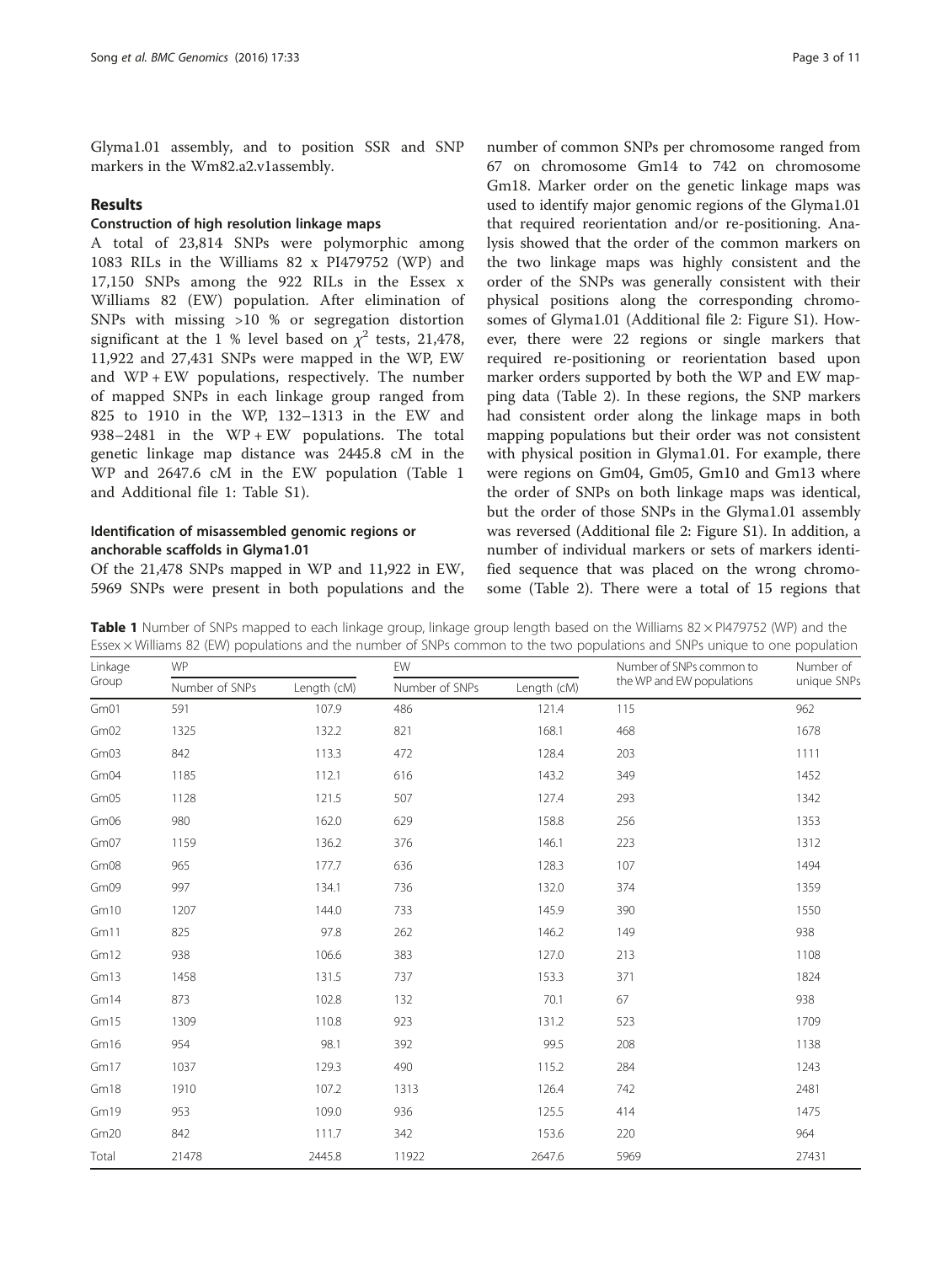Glyma1.01 assembly, and to position SSR and SNP markers in the Wm82.a2.v1assembly.

## Results

### Construction of high resolution linkage maps

A total of 23,814 SNPs were polymorphic among 1083 RILs in the Williams 82 x PI479752 (WP) and 17,150 SNPs among the 922 RILs in the Essex x Williams 82 (EW) population. After elimination of SNPs with missing >10 % or segregation distortion significant at the 1 % level based on $\chi^2$ tests, 21,478, 11,922 and 27,431 SNPs were mapped in the WP, EW and WP + EW populations, respectively. The number of mapped SNPs in each linkage group ranged from 825 to 1910 in the WP, 132–1313 in the EW and 938–2481 in the WP + EW populations. The total genetic linkage map distance was 2445.8 cM in the WP and 2647.6 cM in the EW population (Table 1 and Additional file 1: Table S1).

### Identification of misassembled genomic regions or anchorable scaffolds in Glyma1.01

Of the 21,478 SNPs mapped in WP and 11,922 in EW, 5969 SNPs were present in both populations and the number of common SNPs per chromosome ranged from 67 on chromosome Gm14 to 742 on chromosome Gm18. Marker order on the genetic linkage maps was used to identify major genomic regions of the Glyma1.01 that required reorientation and/or re-positioning. Analysis showed that the order of the common markers on the two linkage maps was highly consistent and the order of the SNPs was generally consistent with their physical positions along the corresponding chromosomes of Glyma1.01 (Additional file 2: Figure S1). However, there were 22 regions or single markers that required re-positioning or reorientation based upon marker orders supported by both the WP and EW mapping data (Table 2). In these regions, the SNP markers had consistent order along the linkage maps in both mapping populations but their order was not consistent with physical position in Glyma1.01. For example, there were regions on Gm04, Gm05, Gm10 and Gm13 where the order of SNPs on both linkage maps was identical, but the order of those SNPs in the Glyma1.01 assembly was reversed (Additional file 2: Figure S1). In addition, a number of individual markers or sets of markers identified sequence that was placed on the wrong chromosome (Table 2). There were a total of 15 regions that

**Table 1** Number of SNPs mapped to each linkage group, linkage group length based on the Williams 82 × PI479752 (WP) and the Essex × Williams 82 (EW) populations and the number of SNPs common to the two populations and SNPs unique to one population

| Linkage Group | WP | | EW | | Number of SNPs common to the WP and EW populations | Number of unique SNPs |
|---|---|---|---|---|---|---|
| | Number of SNPs | Length (cM) | Number of SNPs | Length (cM) | | |
| Gm01 | 591 | 107.9 | 486 | 121.4 | 115 | 962 |
| Gm02 | 1325 | 132.2 | 821 | 168.1 | 468 | 1678 |
| Gm03 | 842 | 113.3 | 472 | 128.4 | 203 | 1111 |
| Gm04 | 1185 | 112.1 | 616 | 143.2 | 349 | 1452 |
| Gm05 | 1128 | 121.5 | 507 | 127.4 | 293 | 1342 |
| Gm06 | 980 | 162.0 | 629 | 158.8 | 256 | 1353 |
| Gm07 | 1159 | 136.2 | 376 | 146.1 | 223 | 1312 |
| Gm08 | 965 | 177.7 | 636 | 128.3 | 107 | 1494 |
| Gm09 | 997 | 134.1 | 736 | 132.0 | 374 | 1359 |
| Gm10 | 1207 | 144.0 | 733 | 145.9 | 390 | 1550 |
| Gm11 | 825 | 97.8 | 262 | 146.2 | 149 | 938 |
| Gm12 | 938 | 106.6 | 383 | 127.0 | 213 | 1108 |
| Gm13 | 1458 | 131.5 | 737 | 153.3 | 371 | 1824 |
| Gm14 | 873 | 102.8 | 132 | 70.1 | 67 | 938 |
| Gm15 | 1309 | 110.8 | 923 | 131.2 | 523 | 1709 |
| Gm16 | 954 | 98.1 | 392 | 99.5 | 208 | 1138 |
| Gm17 | 1037 | 129.3 | 490 | 115.2 | 284 | 1243 |
| Gm18 | 1910 | 107.2 | 1313 | 126.4 | 742 | 2481 |
| Gm19 | 953 | 109.0 | 936 | 125.5 | 414 | 1475 |
| Gm20 | 842 | 111.7 | 342 | 153.6 | 220 | 964 |
| Total | 21478 | 2445.8 | 11922 | 2647.6 | 5969 | 27431 |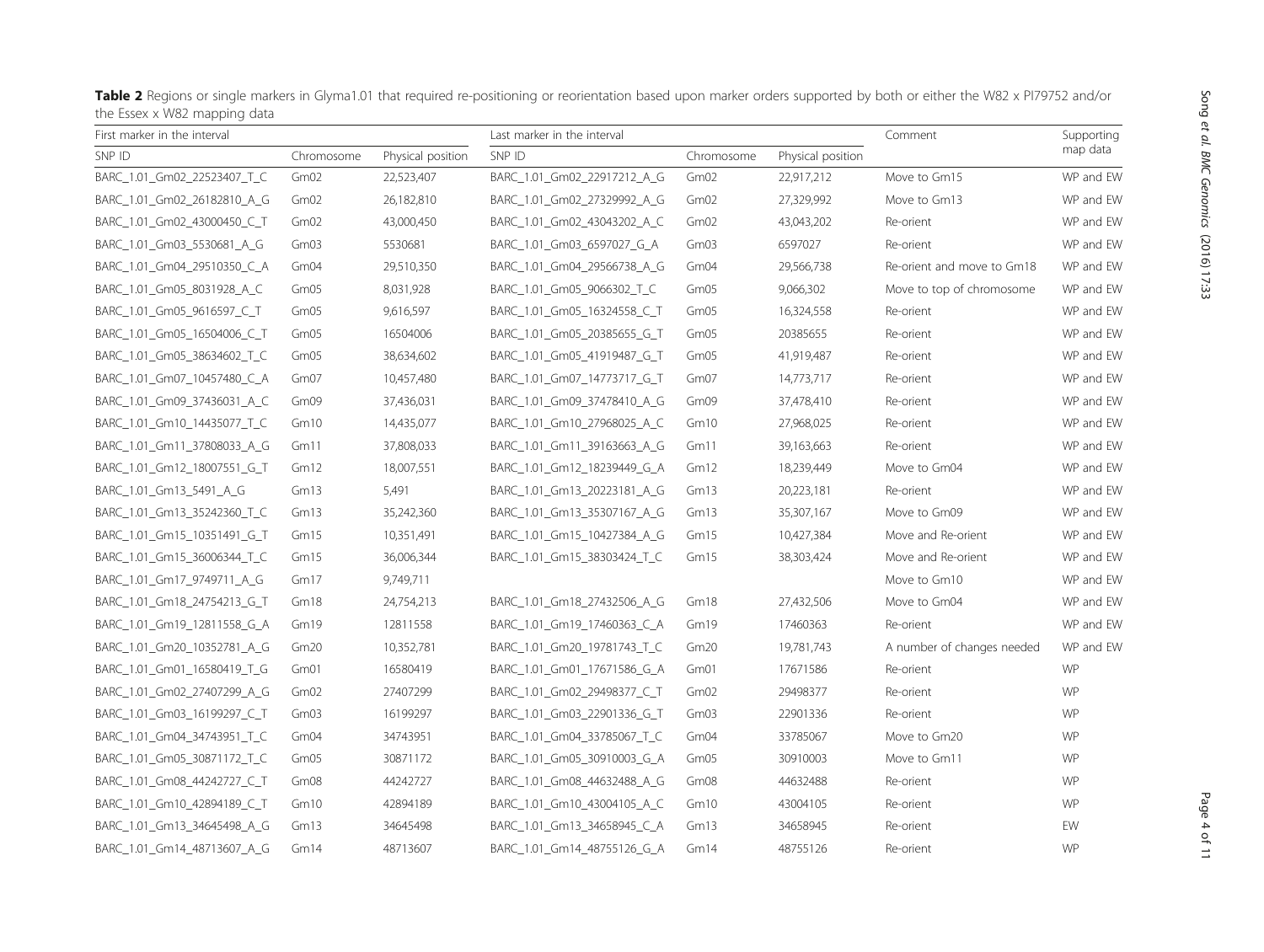**Table 2** Regions or single markers in Glyma1.01 that required re-positioning or reorientation based upon marker orders supported by both or either the W82 x PI79752 and/or the Essex x W82 mapping data

| First marker in the interval | | | Last marker in the interval | | | Comment | Supporting map data |
|---|---|---|---|---|---|---|---|
| SNP ID | Chromosome | Physical position | SNP ID | Chromosome | Physical position | | |
| BARC_1.01_Gm02_22523407_T_C | Gm02 | 22,523,407 | BARC_1.01_Gm02_22917212_A_G | Gm02 | 22,917,212 | Move to Gm15 | WP and EW |
| BARC_1.01_Gm02_26182810_A_G | Gm02 | 26,182,810 | BARC_1.01_Gm02_27329992_A_G | Gm02 | 27,329,992 | Move to Gm13 | WP and EW |
| BARC_1.01_Gm02_43000450_C_T | Gm02 | 43,000,450 | BARC_1.01_Gm02_43043202_A_C | Gm02 | 43,043,202 | Re-orient | WP and EW |
| BARC_1.01_Gm03_5530681_A_G | Gm03 | 5530681 | BARC_1.01_Gm03_6597027_G_A | Gm03 | 6597027 | Re-orient | WP and EW |
| BARC_1.01_Gm04_29510350_C_A | Gm04 | 29,510,350 | BARC_1.01_Gm04_29566738_A_G | Gm04 | 29,566,738 | Re-orient and move to Gm18 | WP and EW |
| BARC_1.01_Gm05_8031928_A_C | Gm05 | 8,031,928 | BARC_1.01_Gm05_9066302_T_C | Gm05 | 9,066,302 | Move to top of chromosome | WP and EW |
| BARC_1.01_Gm05_9616597_C_T | Gm05 | 9,616,597 | BARC_1.01_Gm05_16324558_C_T | Gm05 | 16,324,558 | Re-orient | WP and EW |
| BARC_1.01_Gm05_16504006_C_T | Gm05 | 16504006 | BARC_1.01_Gm05_20385655_G_T | Gm05 | 20385655 | Re-orient | WP and EW |
| BARC_1.01_Gm05_38634602_T_C | Gm05 | 38,634,602 | BARC_1.01_Gm05_41919487_G_T | Gm05 | 41,919,487 | Re-orient | WP and EW |
| BARC_1.01_Gm07_10457480_C_A | Gm07 | 10,457,480 | BARC_1.01_Gm07_14773717_G_T | Gm07 | 14,773,717 | Re-orient | WP and EW |
| BARC_1.01_Gm09_37436031_A_C | Gm09 | 37,436,031 | BARC_1.01_Gm09_37478410_A_G | Gm09 | 37,478,410 | Re-orient | WP and EW |
| BARC_1.01_Gm10_14435077_T_C | Gm10 | 14,435,077 | BARC_1.01_Gm10_27968025_A_C | Gm10 | 27,968,025 | Re-orient | WP and EW |
| BARC_1.01_Gm11_37808033_A_G | Gm11 | 37,808,033 | BARC_1.01_Gm11_39163663_A_G | Gm11 | 39,163,663 | Re-orient | WP and EW |
| BARC_1.01_Gm12_18007551_G_T | Gm12 | 18,007,551 | BARC_1.01_Gm12_18239449_G_A | Gm12 | 18,239,449 | Move to Gm04 | WP and EW |
| BARC_1.01_Gm13_5491_A_G | Gm13 | 5,491 | BARC_1.01_Gm13_20223181_A_G | Gm13 | 20,223,181 | Re-orient | WP and EW |
| BARC_1.01_Gm13_35242360_T_C | Gm13 | 35,242,360 | BARC_1.01_Gm13_35307167_A_G | Gm13 | 35,307,167 | Move to Gm09 | WP and EW |
| BARC_1.01_Gm15_10351491_G_T | Gm15 | 10,351,491 | BARC_1.01_Gm15_10427384_A_G | Gm15 | 10,427,384 | Move and Re-orient | WP and EW |
| BARC_1.01_Gm15_36006344_T_C | Gm15 | 36,006,344 | BARC_1.01_Gm15_38303424_T_C | Gm15 | 38,303,424 | Move and Re-orient | WP and EW |
| BARC_1.01_Gm17_9749711_A_G | Gm17 | 9,749,711 | | | | Move to Gm10 | WP and EW |
| BARC_1.01_Gm18_24754213_G_T | Gm18 | 24,754,213 | BARC_1.01_Gm18_27432506_A_G | Gm18 | 27,432,506 | Move to Gm04 | WP and EW |
| BARC_1.01_Gm19_12811558_G_A | Gm19 | 12811558 | BARC_1.01_Gm19_17460363_C_A | Gm19 | 17460363 | Re-orient | WP and EW |
| BARC_1.01_Gm20_10352781_A_G | Gm20 | 10,352,781 | BARC_1.01_Gm20_19781743_T_C | Gm20 | 19,781,743 | A number of changes needed | WP and EW |
| BARC_1.01_Gm01_16580419_T_G | Gm01 | 16580419 | BARC_1.01_Gm01_17671586_G_A | Gm01 | 17671586 | Re-orient | WP |
| BARC_1.01_Gm02_27407299_A_G | Gm02 | 27407299 | BARC_1.01_Gm02_29498377_C_T | Gm02 | 29498377 | Re-orient | WP |
| BARC_1.01_Gm03_16199297_C_T | Gm03 | 16199297 | BARC_1.01_Gm03_22901336_G_T | Gm03 | 22901336 | Re-orient | WP |
| BARC_1.01_Gm04_34743951_T_C | Gm04 | 34743951 | BARC_1.01_Gm04_33785067_T_C | Gm04 | 33785067 | Move to Gm20 | WP |
| BARC_1.01_Gm05_30871172_T_C | Gm05 | 30871172 | BARC_1.01_Gm05_30910003_G_A | Gm05 | 30910003 | Move to Gm11 | WP |
| BARC_1.01_Gm08_44242727_C_T | Gm08 | 44242727 | BARC_1.01_Gm08_44632488_A_G | Gm08 | 44632488 | Re-orient | WP |
| BARC_1.01_Gm10_42894189_C_T | Gm10 | 42894189 | BARC_1.01_Gm10_43004105_A_C | Gm10 | 43004105 | Re-orient | WP |
| BARC_1.01_Gm13_34645498_A_G | Gm13 | 34645498 | BARC_1.01_Gm13_34658945_C_A | Gm13 | 34658945 | Re-orient | EW |
| BARC_1.01_Gm14_48713607_A_G | Gm14 | 48713607 | BARC_1.01_Gm14_48755126_G_A | Gm14 | 48755126 | Re-orient | WP |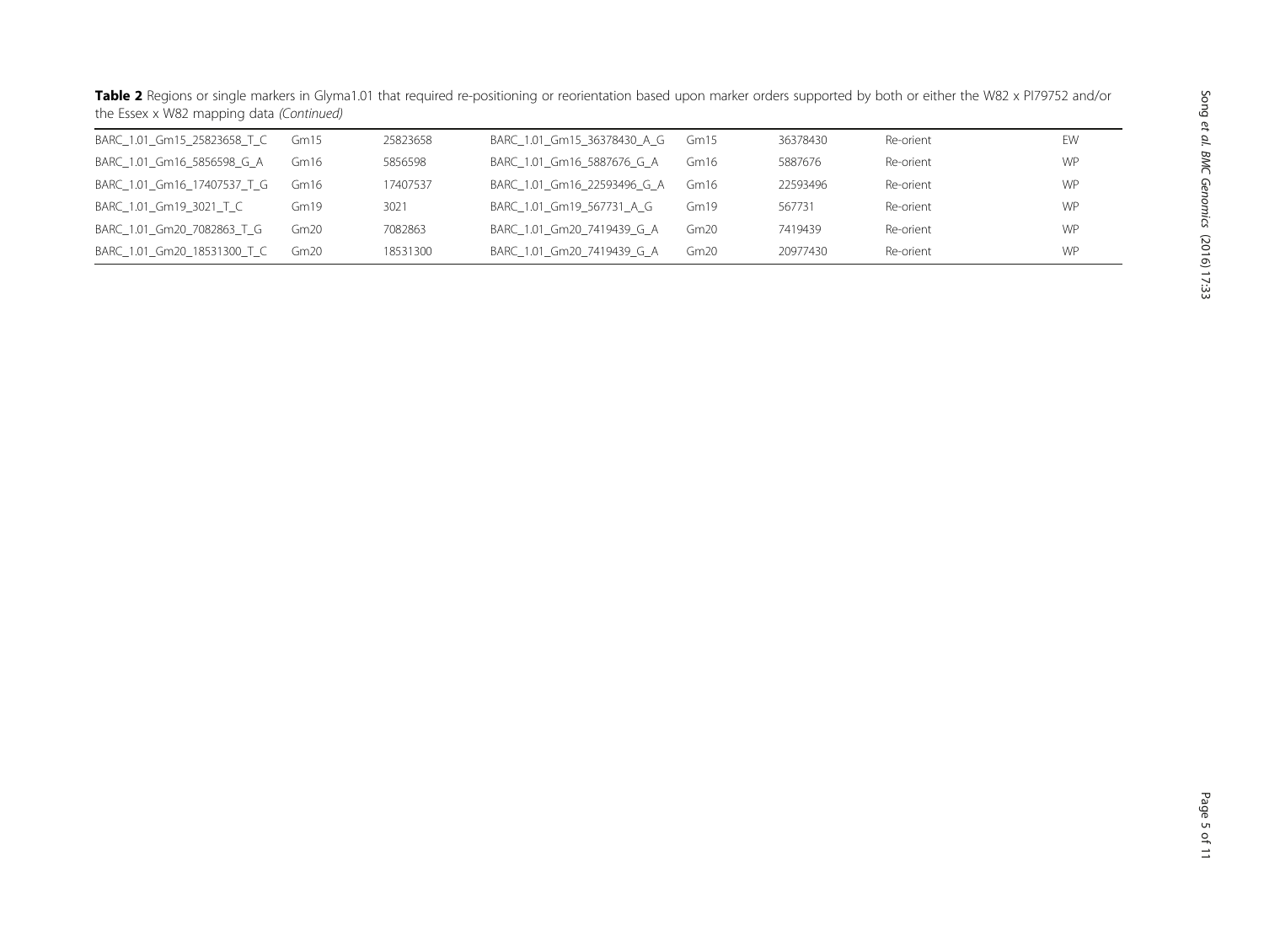**Table 2** Regions or single markers in Glyma1.01 that required re-positioning or reorientation based upon marker orders supported by both or either the W82 x PI79752 and/or the Essex x W82 mapping data *(Continued)*

| | | | | | | | |
|---|---|---|---|---|---|---|---|
| BARC_1.01_Gm15_25823658_T_C | Gm15 | 25823658 | BARC_1.01_Gm15_36378430_A_G | Gm15 | 36378430 | Re-orient | EW |
| BARC_1.01_Gm16_5856598_G_A | Gm16 | 5856598 | BARC_1.01_Gm16_5887676_G_A | Gm16 | 5887676 | Re-orient | WP |
| BARC_1.01_Gm16_17407537_T_G | Gm16 | 17407537 | BARC_1.01_Gm16_22593496_G_A | Gm16 | 22593496 | Re-orient | WP |
| BARC_1.01_Gm19_3021_T_C | Gm19 | 3021 | BARC_1.01_Gm19_567731_A_G | Gm19 | 567731 | Re-orient | WP |
| BARC_1.01_Gm20_7082863_T_G | Gm20 | 7082863 | BARC_1.01_Gm20_7419439_G_A | Gm20 | 7419439 | Re-orient | WP |
| BARC_1.01_Gm20_18531300_T_C | Gm20 | 18531300 | BARC_1.01_Gm20_7419439_G_A | Gm20 | 20977430 | Re-orient | WP |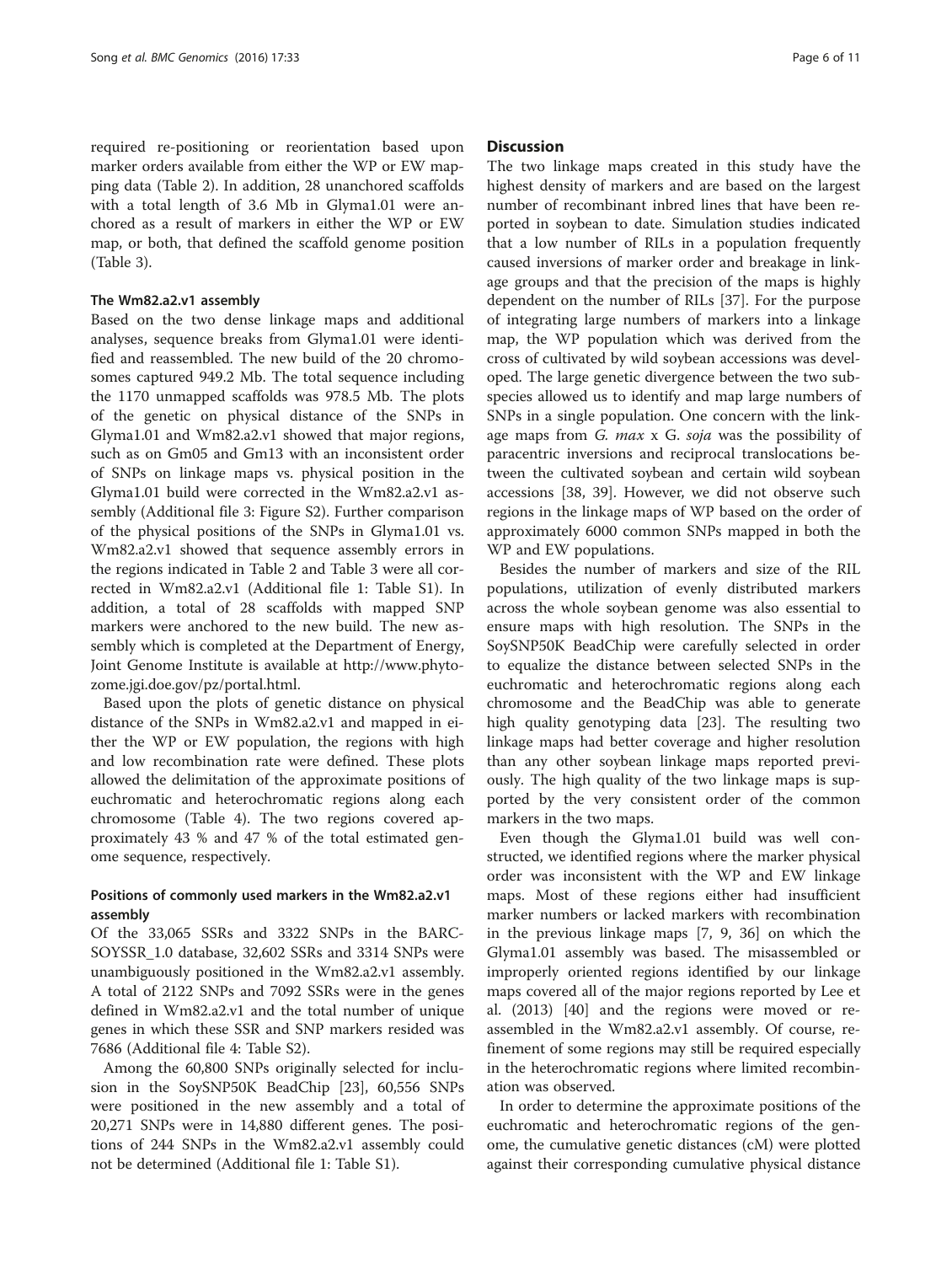required re-positioning or reorientation based upon marker orders available from either the WP or EW mapping data (Table 2). In addition, 28 unanchored scaffolds with a total length of 3.6 Mb in Glyma1.01 were anchored as a result of markers in either the WP or EW map, or both, that defined the scaffold genome position (Table 3).

### The Wm82.a2.v1 assembly

Based on the two dense linkage maps and additional analyses, sequence breaks from Glyma1.01 were identified and reassembled. The new build of the 20 chromosomes captured 949.2 Mb. The total sequence including the 1170 unmapped scaffolds was 978.5 Mb. The plots of the genetic on physical distance of the SNPs in Glyma1.01 and Wm82.a2.v1 showed that major regions, such as on Gm05 and Gm13 with an inconsistent order of SNPs on linkage maps vs. physical position in the Glyma1.01 build were corrected in the Wm82.a2.v1 assembly (Additional file 3: Figure S2). Further comparison of the physical positions of the SNPs in Glyma1.01 vs. Wm82.a2.v1 showed that sequence assembly errors in the regions indicated in Table 2 and Table 3 were all corrected in Wm82.a2.v1 (Additional file 1: Table S1). In addition, a total of 28 scaffolds with mapped SNP markers were anchored to the new build. The new assembly which is completed at the Department of Energy, Joint Genome Institute is available at http://www.phytozome.jgi.doe.gov/pz/portal.html.

Based upon the plots of genetic distance on physical distance of the SNPs in Wm82.a2.v1 and mapped in either the WP or EW population, the regions with high and low recombination rate were defined. These plots allowed the delimitation of the approximate positions of euchromatic and heterochromatic regions along each chromosome (Table 4). The two regions covered approximately 43 % and 47 % of the total estimated genome sequence, respectively.

### Positions of commonly used markers in the Wm82.a2.v1 assembly

Of the 33,065 SSRs and 3322 SNPs in the BARC-SOYSSR_1.0 database, 32,602 SSRs and 3314 SNPs were unambiguously positioned in the Wm82.a2.v1 assembly. A total of 2122 SNPs and 7092 SSRs were in the genes defined in Wm82.a2.v1 and the total number of unique genes in which these SSR and SNP markers resided was 7686 (Additional file 4: Table S2).

Among the 60,800 SNPs originally selected for inclusion in the SoySNP50K BeadChip [23], 60,556 SNPs were positioned in the new assembly and a total of 20,271 SNPs were in 14,880 different genes. The positions of 244 SNPs in the Wm82.a2.v1 assembly could not be determined (Additional file 1: Table S1).

## Discussion

The two linkage maps created in this study have the highest density of markers and are based on the largest number of recombinant inbred lines that have been reported in soybean to date. Simulation studies indicated that a low number of RILs in a population frequently caused inversions of marker order and breakage in linkage groups and that the precision of the maps is highly dependent on the number of RILs [37]. For the purpose of integrating large numbers of markers into a linkage map, the WP population which was derived from the cross of cultivated by wild soybean accessions was developed. The large genetic divergence between the two subspecies allowed us to identify and map large numbers of SNPs in a single population. One concern with the linkage maps from *G. max* x *G. soja* was the possibility of paracentric inversions and reciprocal translocations between the cultivated soybean and certain wild soybean accessions [38, 39]. However, we did not observe such regions in the linkage maps of WP based on the order of approximately 6000 common SNPs mapped in both the WP and EW populations.

Besides the number of markers and size of the RIL populations, utilization of evenly distributed markers across the whole soybean genome was also essential to ensure maps with high resolution. The SNPs in the SoySNP50K BeadChip were carefully selected in order to equalize the distance between selected SNPs in the euchromatic and heterochromatic regions along each chromosome and the BeadChip was able to generate high quality genotyping data [23]. The resulting two linkage maps had better coverage and higher resolution than any other soybean linkage maps reported previously. The high quality of the two linkage maps is supported by the very consistent order of the common markers in the two maps.

Even though the Glyma1.01 build was well constructed, we identified regions where the marker physical order was inconsistent with the WP and EW linkage maps. Most of these regions either had insufficient marker numbers or lacked markers with recombination in the previous linkage maps [7, 9, 36] on which the Glyma1.01 assembly was based. The misassembled or improperly oriented regions identified by our linkage maps covered all of the major regions reported by Lee et al. (2013) [40] and the regions were moved or reassembled in the Wm82.a2.v1 assembly. Of course, refinement of some regions may still be required especially in the heterochromatic regions where limited recombination was observed.

In order to determine the approximate positions of the euchromatic and heterochromatic regions of the genome, the cumulative genetic distances (cM) were plotted against their corresponding cumulative physical distance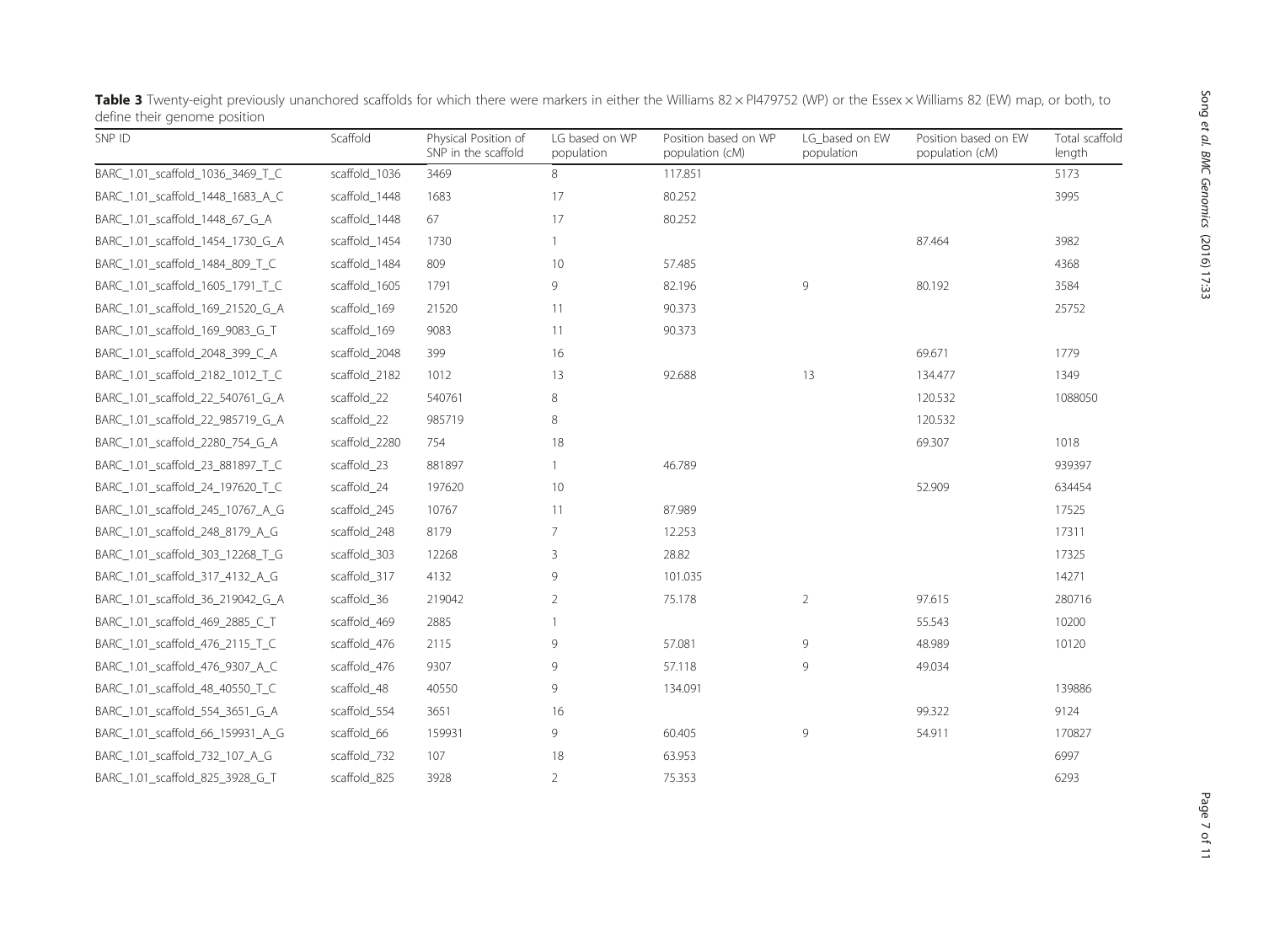**Table 3** Twenty-eight previously unanchored scaffolds for which there were markers in either the Williams 82 × PI479752 (WP) or the Essex × Williams 82 (EW) map, or both, to define their genome position

| SNP ID | Scaffold | Physical Position of SNP in the scaffold | LG based on WP population | Position based on WP population (cM) | LG_based on EW population | Position based on EW population (cM) | Total scaffold length |
|---|---|---|---|---|---|---|---|
| BARC_1.01_scaffold_1036_3469_T_C | scaffold_1036 | 3469 | 8 | 117.851 | | | 5173 |
| BARC_1.01_scaffold_1448_1683_A_C | scaffold_1448 | 1683 | 17 | 80.252 | | | 3995 |
| BARC_1.01_scaffold_1448_67_G_A | scaffold_1448 | 67 | 17 | 80.252 | | | |
| BARC_1.01_scaffold_1454_1730_G_A | scaffold_1454 | 1730 | 1 | | | 87.464 | 3982 |
| BARC_1.01_scaffold_1484_809_T_C | scaffold_1484 | 809 | 10 | 57.485 | | | 4368 |
| BARC_1.01_scaffold_1605_1791_T_C | scaffold_1605 | 1791 | 9 | 82.196 | 9 | 80.192 | 3584 |
| BARC_1.01_scaffold_169_21520_G_A | scaffold_169 | 21520 | 11 | 90.373 | | | 25752 |
| BARC_1.01_scaffold_169_9083_G_T | scaffold_169 | 9083 | 11 | 90.373 | | | |
| BARC_1.01_scaffold_2048_399_C_A | scaffold_2048 | 399 | 16 | | | 69.671 | 1779 |
| BARC_1.01_scaffold_2182_1012_T_C | scaffold_2182 | 1012 | 13 | 92.688 | 13 | 134.477 | 1349 |
| BARC_1.01_scaffold_22_540761_G_A | scaffold_22 | 540761 | 8 | | | 120.532 | 1088050 |
| BARC_1.01_scaffold_22_985719_G_A | scaffold_22 | 985719 | 8 | | | 120.532 | |
| BARC_1.01_scaffold_2280_754_G_A | scaffold_2280 | 754 | 18 | | | 69.307 | 1018 |
| BARC_1.01_scaffold_23_881897_T_C | scaffold_23 | 881897 | 1 | 46.789 | | | 939397 |
| BARC_1.01_scaffold_24_197620_T_C | scaffold_24 | 197620 | 10 | | | 52.909 | 634454 |
| BARC_1.01_scaffold_245_10767_A_G | scaffold_245 | 10767 | 11 | 87.989 | | | 17525 |
| BARC_1.01_scaffold_248_8179_A_G | scaffold_248 | 8179 | 7 | 12.253 | | | 17311 |
| BARC_1.01_scaffold_303_12268_T_G | scaffold_303 | 12268 | 3 | 28.82 | | | 17325 |
| BARC_1.01_scaffold_317_4132_A_G | scaffold_317 | 4132 | 9 | 101.035 | | | 14271 |
| BARC_1.01_scaffold_36_219042_G_A | scaffold_36 | 219042 | 2 | 75.178 | 2 | 97.615 | 280716 |
| BARC_1.01_scaffold_469_2885_C_T | scaffold_469 | 2885 | 1 | | | 55.543 | 10200 |
| BARC_1.01_scaffold_476_2115_T_C | scaffold_476 | 2115 | 9 | 57.081 | 9 | 48.989 | 10120 |
| BARC_1.01_scaffold_476_9307_A_C | scaffold_476 | 9307 | 9 | 57.118 | 9 | 49.034 | |
| BARC_1.01_scaffold_48_40550_T_C | scaffold_48 | 40550 | 9 | 134.091 | | | 139886 |
| BARC_1.01_scaffold_554_3651_G_A | scaffold_554 | 3651 | 16 | | | 99.322 | 9124 |
| BARC_1.01_scaffold_66_159931_A_G | scaffold_66 | 159931 | 9 | 60.405 | 9 | 54.911 | 170827 |
| BARC_1.01_scaffold_732_107_A_G | scaffold_732 | 107 | 18 | 63.953 | | | 6997 |
| BARC_1.01_scaffold_825_3928_G_T | scaffold_825 | 3928 | 2 | 75.353 | | | 6293 |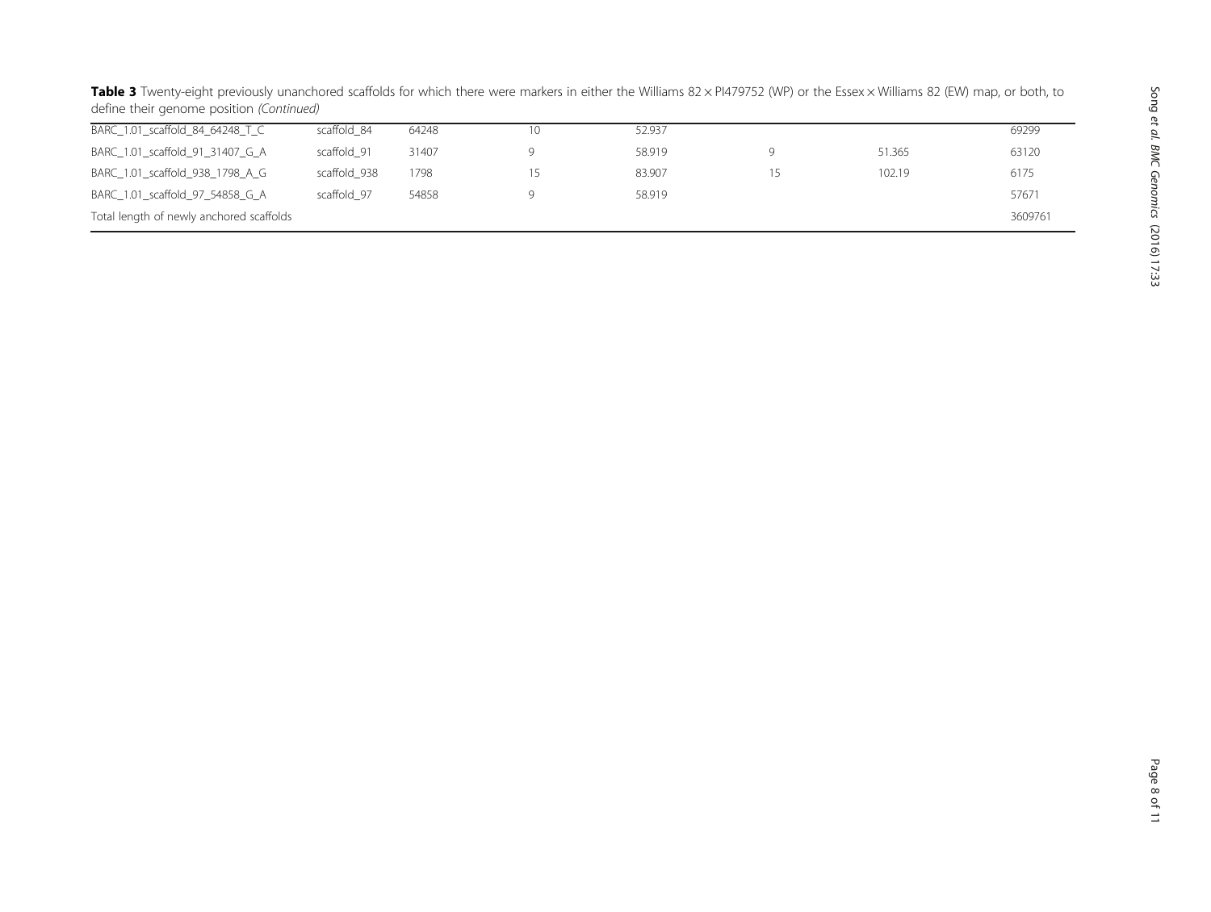**Table 3** Twenty-eight previously unanchored scaffolds for which there were markers in either the Williams 82 × PI479752 (WP) or the Essex × Williams 82 (EW) map, or both, to define their genome position *(Continued)*

| | | | | | | | |
|---|---|---|---|---|---|---|---|
| BARC_1.01_scaffold_84_64248_T_C | scaffold_84 | 64248 | 10 | 52.937 | | | 69299 |
| BARC_1.01_scaffold_91_31407_G_A | scaffold_91 | 31407 | 9 | 58.919 | 9 | 51.365 | 63120 |
| BARC_1.01_scaffold_938_1798_A_G | scaffold_938 | 1798 | 15 | 83.907 | 15 | 102.19 | 6175 |
| BARC_1.01_scaffold_97_54858_G_A | scaffold_97 | 54858 | 9 | 58.919 | | | 57671 |
| Total length of newly anchored scaffolds | | | | | | | 3609761 |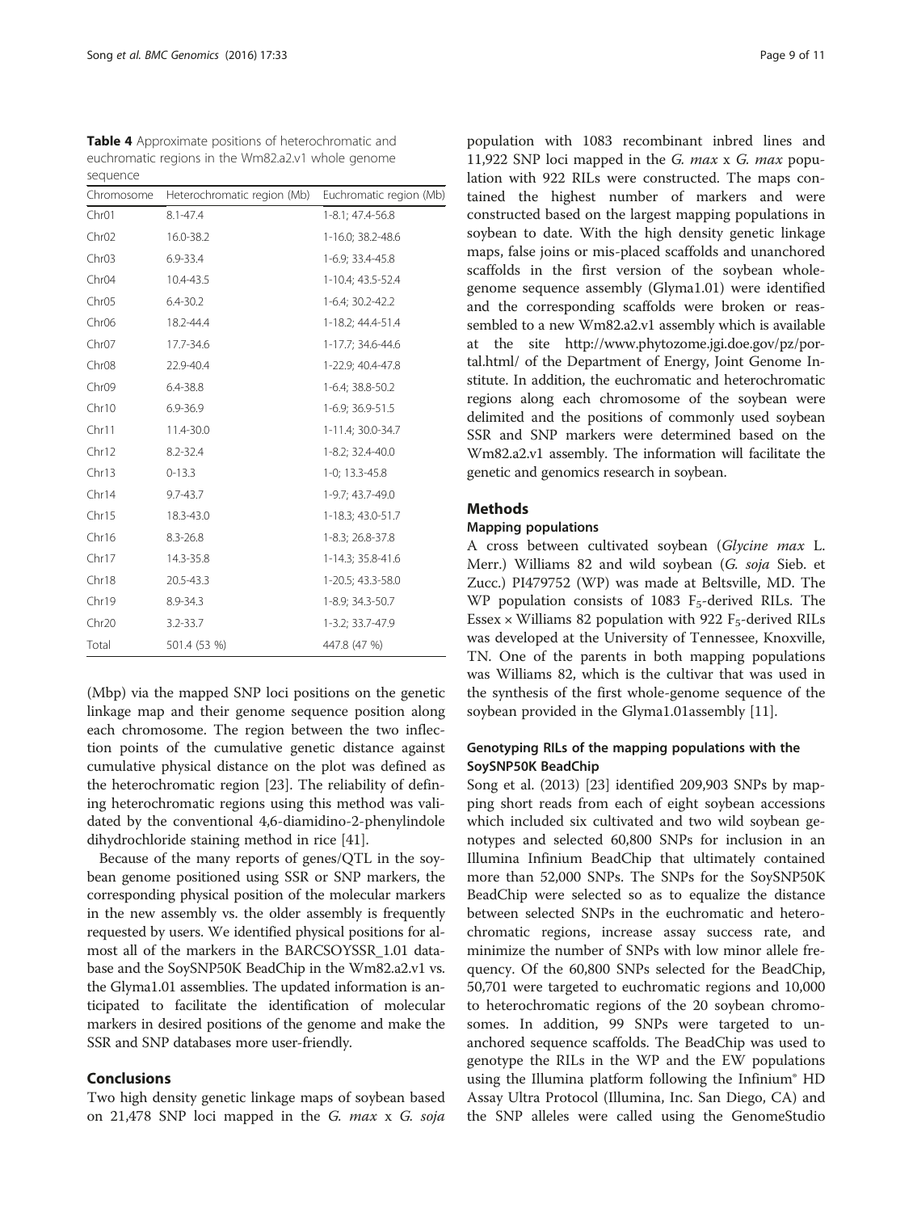**Table 4** Approximate positions of heterochromatic and euchromatic regions in the Wm82.a2.v1 whole genome sequence

| Chromosome | Heterochromatic region (Mb) | Euchromatic region (Mb) |
|---|---|---|
| Chr01 | 8.1-47.4 | 1-8.1; 47.4-56.8 |
| Chr02 | 16.0-38.2 | 1-16.0; 38.2-48.6 |
| Chr03 | 6.9-33.4 | 1-6.9; 33.4-45.8 |
| Chr04 | 10.4-43.5 | 1-10.4; 43.5-52.4 |
| Chr05 | 6.4-30.2 | 1-6.4; 30.2-42.2 |
| Chr06 | 18.2-44.4 | 1-18.2; 44.4-51.4 |
| Chr07 | 17.7-34.6 | 1-17.7; 34.6-44.6 |
| Chr08 | 22.9-40.4 | 1-22.9; 40.4-47.8 |
| Chr09 | 6.4-38.8 | 1-6.4; 38.8-50.2 |
| Chr10 | 6.9-36.9 | 1-6.9; 36.9-51.5 |
| Chr11 | 11.4-30.0 | 1-11.4; 30.0-34.7 |
| Chr12 | 8.2-32.4 | 1-8.2; 32.4-40.0 |
| Chr13 | 0-13.3 | 1-0; 13.3-45.8 |
| Chr14 | 9.7-43.7 | 1-9.7; 43.7-49.0 |
| Chr15 | 18.3-43.0 | 1-18.3; 43.0-51.7 |
| Chr16 | 8.3-26.8 | 1-8.3; 26.8-37.8 |
| Chr17 | 14.3-35.8 | 1-14.3; 35.8-41.6 |
| Chr18 | 20.5-43.3 | 1-20.5; 43.3-58.0 |
| Chr19 | 8.9-34.3 | 1-8.9; 34.3-50.7 |
| Chr20 | 3.2-33.7 | 1-3.2; 33.7-47.9 |
| Total | 501.4 (53 %) | 447.8 (47 %) |

(Mbp) via the mapped SNP loci positions on the genetic linkage map and their genome sequence position along each chromosome. The region between the two inflection points of the cumulative genetic distance against cumulative physical distance on the plot was defined as the heterochromatic region [23]. The reliability of defining heterochromatic regions using this method was validated by the conventional 4,6-diamidino-2-phenylindole dihydrochloride staining method in rice [41].

Because of the many reports of genes/QTL in the soybean genome positioned using SSR or SNP markers, the corresponding physical position of the molecular markers in the new assembly vs. the older assembly is frequently requested by users. We identified physical positions for almost all of the markers in the BARCSOYSSR_1.01 database and the SoySNP50K BeadChip in the Wm82.a2.v1 vs. the Glyma1.01 assemblies. The updated information is anticipated to facilitate the identification of molecular markers in desired positions of the genome and make the SSR and SNP databases more user-friendly.

## Conclusions

Two high density genetic linkage maps of soybean based on 21,478 SNP loci mapped in the *G. max* x *G. soja* population with 1083 recombinant inbred lines and 11,922 SNP loci mapped in the *G. max* x *G. max* population with 922 RILs were constructed. The maps contained the highest number of markers and were constructed based on the largest mapping populations in soybean to date. With the high density genetic linkage maps, false joins or mis-placed scaffolds and unanchored scaffolds in the first version of the soybean whole-genome sequence assembly (Glyma1.01) were identified and the corresponding scaffolds were broken or reassembled to a new Wm82.a2.v1 assembly which is available at the site http://www.phytozome.jgi.doe.gov/pz/portal.html/ of the Department of Energy, Joint Genome Institute. In addition, the euchromatic and heterochromatic regions along each chromosome of the soybean were delimited and the positions of commonly used soybean SSR and SNP markers were determined based on the Wm82.a2.v1 assembly. The information will facilitate the genetic and genomics research in soybean.

## Methods

### Mapping populations

A cross between cultivated soybean (*Glycine max* L. Merr.) Williams 82 and wild soybean (*G. soja* Sieb. et Zucc.) PI479752 (WP) was made at Beltsville, MD. The WP population consists of 1083 $F_5$-derived RILs. The Essex × Williams 82 population with 922 $F_5$-derived RILs was developed at the University of Tennessee, Knoxville, TN. One of the parents in both mapping populations was Williams 82, which is the cultivar that was used in the synthesis of the first whole-genome sequence of the soybean provided in the Glyma1.01assembly [11].

### Genotyping RILs of the mapping populations with the SoySNP50K BeadChip

Song et al. (2013) [23] identified 209,903 SNPs by mapping short reads from each of eight soybean accessions which included six cultivated and two wild soybean genotypes and selected 60,800 SNPs for inclusion in an Illumina Infinium BeadChip that ultimately contained more than 52,000 SNPs. The SNPs for the SoySNP50K BeadChip were selected so as to equalize the distance between selected SNPs in the euchromatic and heterochromatic regions, increase assay success rate, and minimize the number of SNPs with low minor allele frequency. Of the 60,800 SNPs selected for the BeadChip, 50,701 were targeted to euchromatic regions and 10,000 to heterochromatic regions of the 20 soybean chromosomes. In addition, 99 SNPs were targeted to unanchored sequence scaffolds. The BeadChip was used to genotype the RILs in the WP and the EW populations using the Illumina platform following the Infinium® HD Assay Ultra Protocol (Illumina, Inc. San Diego, CA) and the SNP alleles were called using the GenomeStudio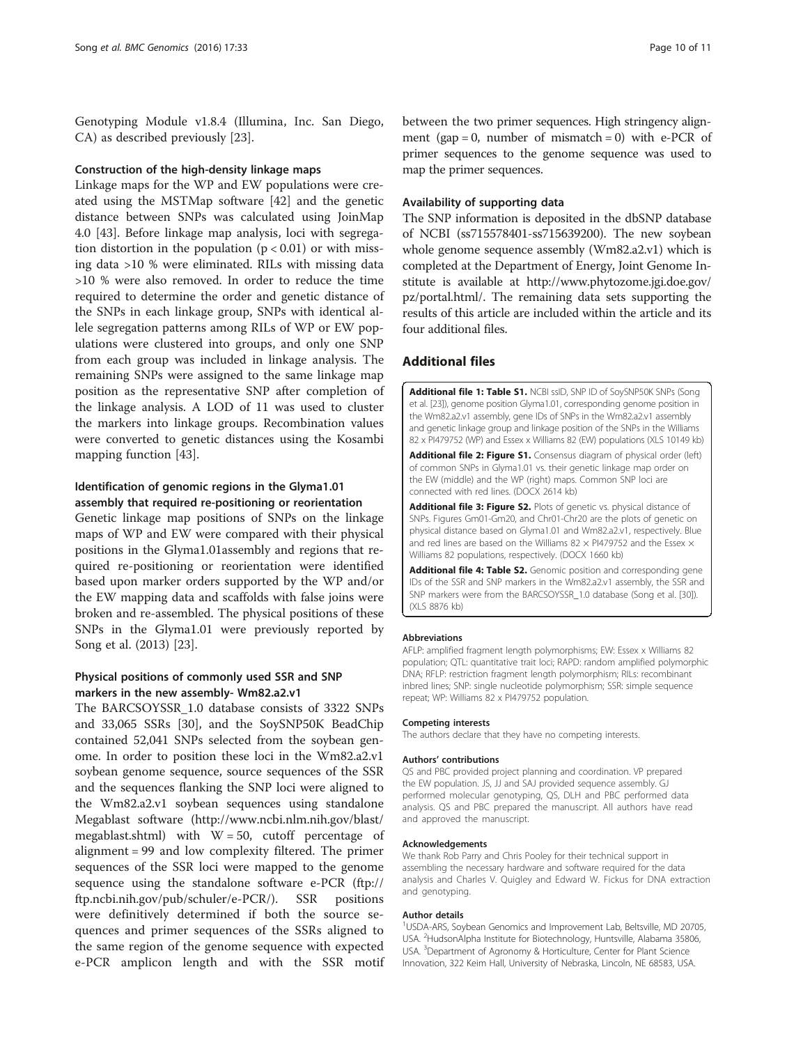Genotyping Module v1.8.4 (Illumina, Inc. San Diego, CA) as described previously [23].

### Construction of the high-density linkage maps

Linkage maps for the WP and EW populations were created using the MSTMap software [42] and the genetic distance between SNPs was calculated using JoinMap 4.0 [43]. Before linkage map analysis, loci with segregation distortion in the population ($p < 0.01$) or with missing data >10 % were eliminated. RILs with missing data >10 % were also removed. In order to reduce the time required to determine the order and genetic distance of the SNPs in each linkage group, SNPs with identical allele segregation patterns among RILs of WP or EW populations were clustered into groups, and only one SNP from each group was included in linkage analysis. The remaining SNPs were assigned to the same linkage map position as the representative SNP after completion of the linkage analysis. A LOD of 11 was used to cluster the markers into linkage groups. Recombination values were converted to genetic distances using the Kosambi mapping function [43].

### Identification of genomic regions in the Glyma1.01 assembly that required re-positioning or reorientation

Genetic linkage map positions of SNPs on the linkage maps of WP and EW were compared with their physical positions in the Glyma1.01assembly and regions that required re-positioning or reorientation were identified based upon marker orders supported by the WP and/or the EW mapping data and scaffolds with false joins were broken and re-assembled. The physical positions of these SNPs in the Glyma1.01 were previously reported by Song et al. (2013) [23].

### Physical positions of commonly used SSR and SNP markers in the new assembly- Wm82.a2.v1

The BARCSOYSSR_1.0 database consists of 3322 SNPs and 33,065 SSRs [30], and the SoySNP50K BeadChip contained 52,041 SNPs selected from the soybean genome. In order to position these loci in the Wm82.a2.v1 soybean genome sequence, source sequences of the SSR and the sequences flanking the SNP loci were aligned to the Wm82.a2.v1 soybean sequences using standalone Megablast software (http://www.ncbi.nlm.nih.gov/blast/megablast.shtml) with W = 50, cutoff percentage of alignment = 99 and low complexity filtered. The primer sequences of the SSR loci were mapped to the genome sequence using the standalone software e-PCR (ftp://ftp.ncbi.nih.gov/pub/schuler/e-PCR/). SSR positions were definitively determined if both the source sequences and primer sequences of the SSRs aligned to the same region of the genome sequence with expected e-PCR amplicon length and with the SSR motif between the two primer sequences. High stringency alignment (gap = 0, number of mismatch = 0) with e-PCR of primer sequences to the genome sequence was used to map the primer sequences.

### Availability of supporting data

The SNP information is deposited in the dbSNP database of NCBI (ss715578401-ss715639200). The new soybean whole genome sequence assembly (Wm82.a2.v1) which is completed at the Department of Energy, Joint Genome Institute is available at http://www.phytozome.jgi.doe.gov/pz/portal.html/. The remaining data sets supporting the results of this article are included within the article and its four additional files.

## Additional files

**Additional file 1: Table S1.** NCBI ssID, SNP ID of SoySNP50K SNPs (Song et al. [23]), genome position Glyma1.01, corresponding genome position in the Wm82.a2.v1 assembly, gene IDs of SNPs in the Wm82.a2.v1 assembly and genetic linkage group and linkage position of the SNPs in the Williams 82 x PI479752 (WP) and Essex x Williams 82 (EW) populations (XLS 10149 kb)

**Additional file 2: Figure S1.** Consensus diagram of physical order (left) of common SNPs in Glyma1.01 vs. their genetic linkage map order on the EW (middle) and the WP (right) maps. Common SNP loci are connected with red lines. (DOCX 2614 kb)

**Additional file 3: Figure S2.** Plots of genetic vs. physical distance of SNPs. Figures Gm01-Gm20, and Chr01-Chr20 are the plots of genetic on physical distance based on Glyma1.01 and Wm82.a2.v1, respectively. Blue and red lines are based on the Williams 82 × PI479752 and the Essex × Williams 82 populations, respectively. (DOCX 1660 kb)

**Additional file 4: Table S2.** Genomic position and corresponding gene IDs of the SSR and SNP markers in the Wm82.a2.v1 assembly, the SSR and SNP markers were from the BARCSOYSSR_1.0 database (Song et al. [30]). (XLS 8876 kb)

#### Abbreviations

AFLP: amplified fragment length polymorphisms; EW: Essex x Williams 82 population; QTL: quantitative trait loci; RAPD: random amplified polymorphic DNA; RFLP: restriction fragment length polymorphism; RILs: recombinant inbred lines; SNP: single nucleotide polymorphism; SSR: simple sequence repeat; WP: Williams 82 x PI479752 population.

#### Competing interests

The authors declare that they have no competing interests.

#### Authors' contributions

QS and PBC provided project planning and coordination. VP prepared the EW population. JS, JJ and SAJ provided sequence assembly. GJ performed molecular genotyping, QS, DLH and PBC performed data analysis. QS and PBC prepared the manuscript. All authors have read and approved the manuscript.

#### Acknowledgements

We thank Rob Parry and Chris Pooley for their technical support in assembling the necessary hardware and software required for the data analysis and Charles V. Quigley and Edward W. Fickus for DNA extraction and genotyping.

#### Author details

[1]USDA-ARS, Soybean Genomics and Improvement Lab, Beltsville, MD 20705, USA. [2]HudsonAlpha Institute for Biotechnology, Huntsville, Alabama 35806, USA. [3]Department of Agronomy & Horticulture, Center for Plant Science Innovation, 322 Keim Hall, University of Nebraska, Lincoln, NE 68583, USA.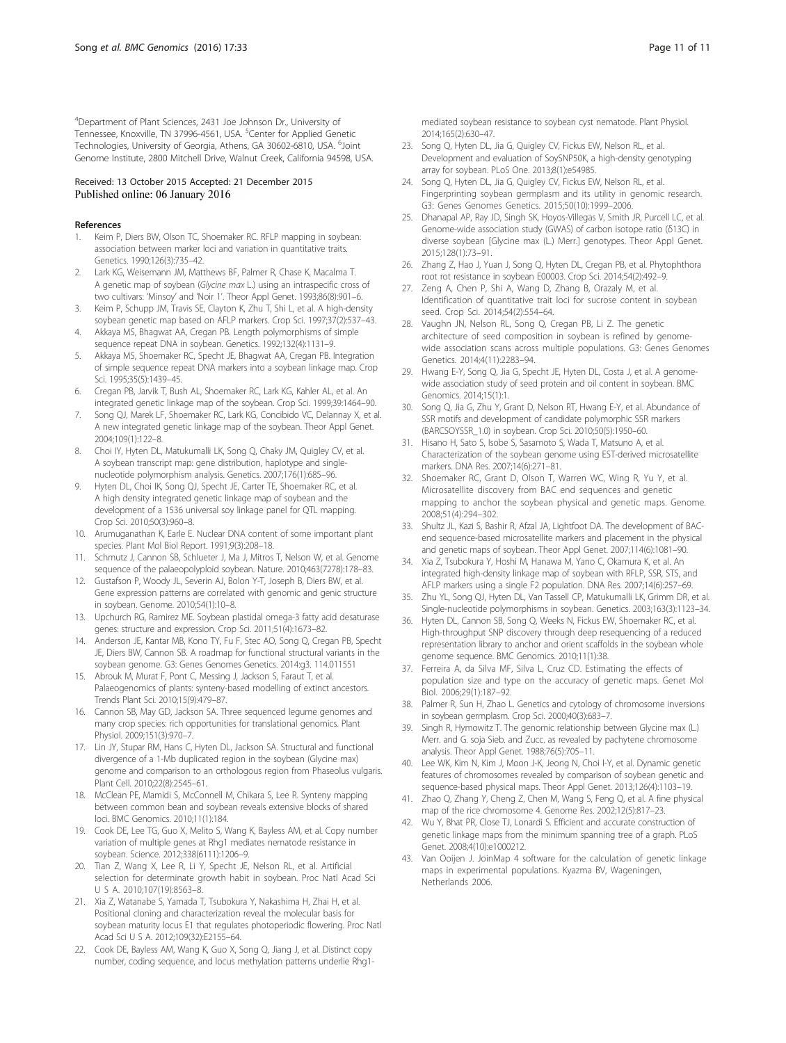[4]Department of Plant Sciences, 2431 Joe Johnson Dr., University of Tennessee, Knoxville, TN 37996-4561, USA. [5]Center for Applied Genetic Technologies, University of Georgia, Athens, GA 30602-6810, USA. [6]Joint Genome Institute, 2800 Mitchell Drive, Walnut Creek, California 94598, USA.

Received: 13 October 2015 Accepted: 21 December 2015
Published online: 06 January 2016

## References

1. Keim P, Diers BW, Olson TC, Shoemaker RC. RFLP mapping in soybean: association between marker loci and variation in quantitative traits. Genetics. 1990;126(3):735–42.
2. Lark KG, Weisemann JM, Matthews BF, Palmer R, Chase K, Macalma T. A genetic map of soybean (*Glycine max* L.) using an intraspecific cross of two cultivars: 'Minsoy' and 'Noir 1'. Theor Appl Genet. 1993;86(8):901–6.
3. Keim P, Schupp JM, Travis SE, Clayton K, Zhu T, Shi L, et al. A high-density soybean genetic map based on AFLP markers. Crop Sci. 1997;37(2):537–43.
4. Akkaya MS, Bhagwat AA, Cregan PB. Length polymorphisms of simple sequence repeat DNA in soybean. Genetics. 1992;132(4):1131–9.
5. Akkaya MS, Shoemaker RC, Specht JE, Bhagwat AA, Cregan PB. Integration of simple sequence repeat DNA markers into a soybean linkage map. Crop Sci. 1995;35(5):1439–45.
6. Cregan PB, Jarvik T, Bush AL, Shoemaker RC, Lark KG, Kahler AL, et al. An integrated genetic linkage map of the soybean. Crop Sci. 1999;39:1464–90.
7. Song QJ, Marek LF, Shoemaker RC, Lark KG, Concibido VC, Delannay X, et al. A new integrated genetic linkage map of the soybean. Theor Appl Genet. 2004;109(1):122–8.
8. Choi IY, Hyten DL, Matukumalli LK, Song Q, Chaky JM, Quigley CV, et al. A soybean transcript map: gene distribution, haplotype and single-nucleotide polymorphism analysis. Genetics. 2007;176(1):685–96.
9. Hyten DL, Choi IK, Song QJ, Specht JE, Carter TE, Shoemaker RC, et al. A high density integrated genetic linkage map of soybean and the development of a 1536 universal soy linkage panel for QTL mapping. Crop Sci. 2010;50(3):960–8.
10. Arumuganathan K, Earle E. Nuclear DNA content of some important plant species. Plant Mol Biol Report. 1991;9(3):208–18.
11. Schmutz J, Cannon SB, Schlueter J, Ma J, Mitros T, Nelson W, et al. Genome sequence of the palaeopolyploid soybean. Nature. 2010;463(7278):178–83.
12. Gustafson P, Woody JL, Severin AJ, Bolon Y-T, Joseph B, Diers BW, et al. Gene expression patterns are correlated with genomic and genic structure in soybean. Genome. 2010;54(1):10–8.
13. Upchurch RG, Ramirez ME. Soybean plastidal omega-3 fatty acid desaturase genes: structure and expression. Crop Sci. 2011;51(4):1673–82.
14. Anderson JE, Kantar MB, Kono TY, Fu F, Stec AO, Song Q, Cregan PB, Specht JE, Diers BW, Cannon SB. A roadmap for functional structural variants in the soybean genome. G3: Genes Genomes Genetics. 2014:g3. 114.011551
15. Abrouk M, Murat F, Pont C, Messing J, Jackson S, Faraut T, et al. Palaeogenomics of plants: synteny-based modelling of extinct ancestors. Trends Plant Sci. 2010;15(9):479–87.
16. Cannon SB, May GD, Jackson SA. Three sequenced legume genomes and many crop species: rich opportunities for translational genomics. Plant Physiol. 2009;151(3):970–7.
17. Lin JY, Stupar RM, Hans C, Hyten DL, Jackson SA. Structural and functional divergence of a 1-Mb duplicated region in the soybean (Glycine max) genome and comparison to an orthologous region from Phaseolus vulgaris. Plant Cell. 2010;22(8):2545–61.
18. McClean PE, Mamidi S, McConnell M, Chikara S, Lee R. Synteny mapping between common bean and soybean reveals extensive blocks of shared loci. BMC Genomics. 2010;11(1):184.
19. Cook DE, Lee TG, Guo X, Melito S, Wang K, Bayless AM, et al. Copy number variation of multiple genes at Rhg1 mediates nematode resistance in soybean. Science. 2012;338(6111):1206–9.
20. Tian Z, Wang X, Lee R, Li Y, Specht JE, Nelson RL, et al. Artificial selection for determinate growth habit in soybean. Proc Natl Acad Sci U S A. 2010;107(19):8563–8.
21. Xia Z, Watanabe S, Yamada T, Tsubokura Y, Nakashima H, Zhai H, et al. Positional cloning and characterization reveal the molecular basis for soybean maturity locus E1 that regulates photoperiodic flowering. Proc Natl Acad Sci U S A. 2012;109(32):E2155–64.
22. Cook DE, Bayless AM, Wang K, Guo X, Song Q, Jiang J, et al. Distinct copy number, coding sequence, and locus methylation patterns underlie Rhg1-mediated soybean resistance to soybean cyst nematode. Plant Physiol. 2014;165(2):630–47.
23. Song Q, Hyten DL, Jia G, Quigley CV, Fickus EW, Nelson RL, et al. Development and evaluation of SoySNP50K, a high-density genotyping array for soybean. PLoS One. 2013;8(1):e54985.
24. Song Q, Hyten DL, Jia G, Quigley CV, Fickus EW, Nelson RL, et al. Fingerprinting soybean germplasm and its utility in genomic research. G3: Genes Genomes Genetics. 2015;50(10):1999–2006.
25. Dhanapal AP, Ray JD, Singh SK, Hoyos-Villegas V, Smith JR, Purcell LC, et al. Genome-wide association study (GWAS) of carbon isotope ratio (δ13C) in diverse soybean [Glycine max (L.) Merr.] genotypes. Theor Appl Genet. 2015;128(1):73–91.
26. Zhang Z, Hao J, Yuan J, Song Q, Hyten DL, Cregan PB, et al. Phytophthora root rot resistance in soybean E00003. Crop Sci. 2014;54(2):492–9.
27. Zeng A, Chen P, Shi A, Wang D, Zhang B, Orazaly M, et al. Identification of quantitative trait loci for sucrose content in soybean seed. Crop Sci. 2014;54(2):554–64.
28. Vaughn JN, Nelson RL, Song Q, Cregan PB, Li Z. The genetic architecture of seed composition in soybean is refined by genome-wide association scans across multiple populations. G3: Genes Genomes Genetics. 2014;4(11):2283–94.
29. Hwang E-Y, Song Q, Jia G, Specht JE, Hyten DL, Costa J, et al. A genome-wide association study of seed protein and oil content in soybean. BMC Genomics. 2014;15(1):1.
30. Song Q, Jia G, Zhu Y, Grant D, Nelson RT, Hwang E-Y, et al. Abundance of SSR motifs and development of candidate polymorphic SSR markers (BARCSOYSSR_1.0) in soybean. Crop Sci. 2010;50(5):1950–60.
31. Hisano H, Sato S, Isobe S, Sasamoto S, Wada T, Matsuno A, et al. Characterization of the soybean genome using EST-derived microsatellite markers. DNA Res. 2007;14(6):271–81.
32. Shoemaker RC, Grant D, Olson T, Warren WC, Wing R, Yu Y, et al. Microsatellite discovery from BAC end sequences and genetic mapping to anchor the soybean physical and genetic maps. Genome. 2008;51(4):294–302.
33. Shultz JL, Kazi S, Bashir R, Afzal JA, Lightfoot DA. The development of BAC-end sequence-based microsatellite markers and placement in the physical and genetic maps of soybean. Theor Appl Genet. 2007;114(6):1081–90.
34. Xia Z, Tsubokura Y, Hoshi M, Hanawa M, Yano C, Okamura K, et al. An integrated high-density linkage map of soybean with RFLP, SSR, STS, and AFLP markers using a single F2 population. DNA Res. 2007;14(6):257–69.
35. Zhu YL, Song QJ, Hyten DL, Van Tassell CP, Matukumalli LK, Grimm DR, et al. Single-nucleotide polymorphisms in soybean. Genetics. 2003;163(3):1123–34.
36. Hyten DL, Cannon SB, Song Q, Weeks N, Fickus EW, Shoemaker RC, et al. High-throughput SNP discovery through deep resequencing of a reduced representation library to anchor and orient scaffolds in the soybean whole genome sequence. BMC Genomics. 2010;11(1):38.
37. Ferreira A, da Silva MF, Silva L, Cruz CD. Estimating the effects of population size and type on the accuracy of genetic maps. Genet Mol Biol. 2006;29(1):187–92.
38. Palmer R, Sun H, Zhao L. Genetics and cytology of chromosome inversions in soybean germplasm. Crop Sci. 2000;40(3):683–7.
39. Singh R, Hymowitz T. The genomic relationship between Glycine max (L.) Merr. and G. soja Sieb. and Zucc. as revealed by pachytene chromosome analysis. Theor Appl Genet. 1988;76(5):705–11.
40. Lee WK, Kim N, Kim J, Moon J-K, Jeong N, Choi I-Y, et al. Dynamic genetic features of chromosomes revealed by comparison of soybean genetic and sequence-based physical maps. Theor Appl Genet. 2013;126(4):1103–19.
41. Zhao Q, Zhang Y, Cheng Z, Chen M, Wang S, Feng Q, et al. A fine physical map of the rice chromosome 4. Genome Res. 2002;12(5):817–23.
42. Wu Y, Bhat PR, Close TJ, Lonardi S. Efficient and accurate construction of genetic linkage maps from the minimum spanning tree of a graph. PLoS Genet. 2008;4(10):e1000212.
43. Van Ooijen J. JoinMap 4 software for the calculation of genetic linkage maps in experimental populations. Kyazma BV, Wageningen, Netherlands 2006.